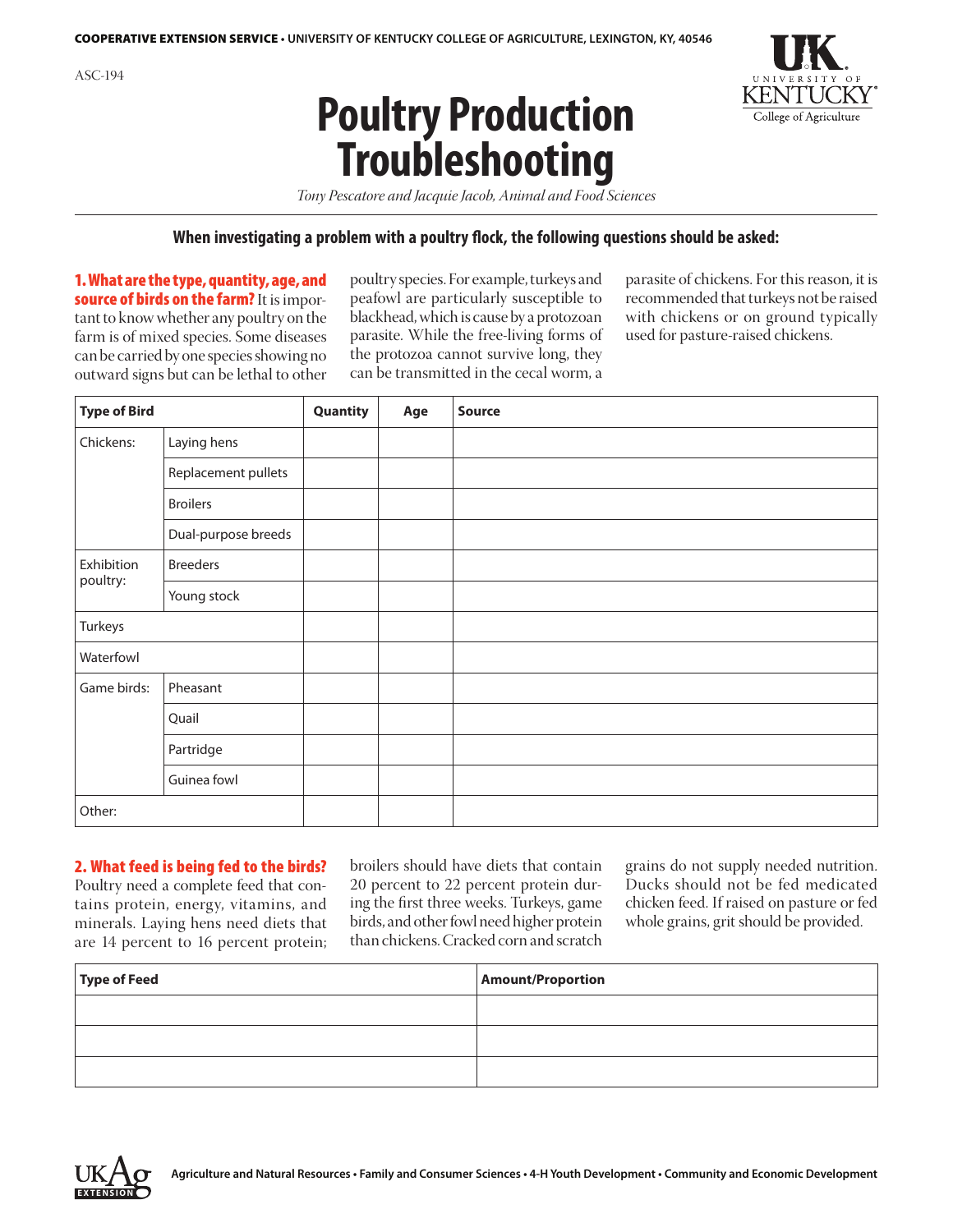COOPERATIVE EXTENSION SERVICE • UNIVERSITY OF KENTUCKY COLLEGE OF AGRICULTURE, LEXINGTON, KY, 40546

ASC-194

# Poultry Production Troubleshooting

*Tony Pescatore and Jacquie Jacob, Animal and Food Sciences*

**When investigating a problem with a poultry flock, the following questions should be asked:**

**1. What are the type, quantity, age, and source of birds on the farm?** It is important to know whether any poultry on the farm is of mixed species. Some diseases can be carried by one species showing no outward signs but can be lethal to other poultry species. For example, turkeys and peafowl are particularly susceptible to blackhead, which is cause by a protozoan parasite. While the free-living forms of the protozoa cannot survive long, they can be transmitted in the cecal worm, a parasite of chickens. For this reason, it is recommended that turkeys not be raised with chickens or on ground typically used for pasture-raised chickens.

| Type of Bird | | Quantity | Age | Source |
|---|---|---|---|---|
| Chickens: | Laying hens | | | |
| | Replacement pullets | | | |
| | Broilers | | | |
| | Dual-purpose breeds | | | |
| Exhibition poultry: | Breeders | | | |
| | Young stock | | | |
| Turkeys | | | | |
| Waterfowl | | | | |
| Game birds: | Pheasant | | | |
| | Quail | | | |
| | Partridge | | | |
| | Guinea fowl | | | |
| Other: | | | | |

**2. What feed is being fed to the birds?** Poultry need a complete feed that contains protein, energy, vitamins, and minerals. Laying hens need diets that are 14 percent to 16 percent protein; broilers should have diets that contain 20 percent to 22 percent protein during the first three weeks. Turkeys, game birds, and other fowl need higher protein than chickens. Cracked corn and scratch grains do not supply needed nutrition. Ducks should not be fed medicated chicken feed. If raised on pasture or fed whole grains, grit should be provided.

| Type of Feed | Amount/Proportion |
|---|---|
| | |
| | |
| | |

Agriculture and Natural Resources • Family and Consumer Sciences • 4-H Youth Development • Community and Economic Development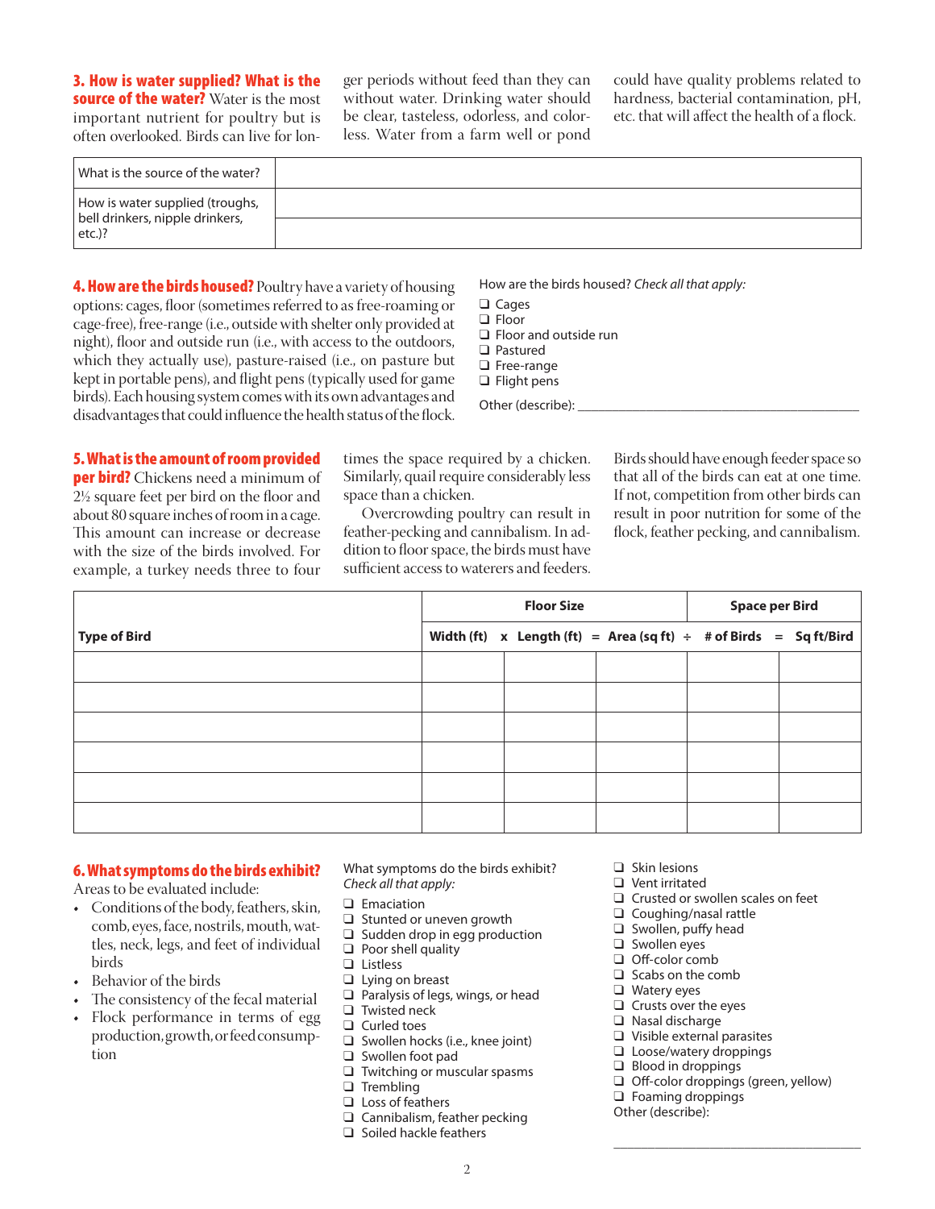**3. How is water supplied? What is the source of the water?** Water is the most important nutrient for poultry but is often overlooked. Birds can live for longer periods without feed than they can without water. Drinking water should be clear, tasteless, odorless, and colorless. Water from a farm well or pond could have quality problems related to hardness, bacterial contamination, pH, etc. that will affect the health of a flock.

| What is the source of the water? | |
|---|---|
| How is water supplied (troughs, bell drinkers, nipple drinkers, etc.)? | |
| | |

**4. How are the birds housed?** Poultry have a variety of housing options: cages, floor (sometimes referred to as free-roaming or cage-free), free-range (i.e., outside with shelter only provided at night), floor and outside run (i.e., with access to the outdoors, which they actually use), pasture-raised (i.e., on pasture but kept in portable pens), and flight pens (typically used for game birds). Each housing system comes with its own advantages and disadvantages that could influence the health status of the flock.

How are the birds housed? *Check all that apply:*

- ❑ Cages
- ❑ Floor
- ❑ Floor and outside run
- ❑ Pastured
- ❑ Free-range
- ❑ Flight pens

Other (describe): ______________________________

**5. What is the amount of room provided per bird?** Chickens need a minimum of 2½ square feet per bird on the floor and about 80 square inches of room in a cage. This amount can increase or decrease with the size of the birds involved. For example, a turkey needs three to four times the space required by a chicken. Similarly, quail require considerably less space than a chicken.

Overcrowding poultry can result in feather-pecking and cannibalism. In addition to floor space, the birds must have sufficient access to waterers and feeders. Birds should have enough feeder space so that all of the birds can eat at one time. If not, competition from other birds can result in poor nutrition for some of the flock, feather pecking, and cannibalism.

| Type of Bird | Floor Size | | | Space per Bird | |
|---|---|---|---|---|---|
| | Width (ft) x | Length (ft) = | Area (sq ft) ÷ | # of Birds = | Sq ft/Bird |
| | | | | | |
| | | | | | |
| | | | | | |
| | | | | | |
| | | | | | |
| | | | | | |

**6. What symptoms do the birds exhibit?**
Areas to be evaluated include:

- Conditions of the body, feathers, skin, comb, eyes, face, nostrils, mouth, wattles, neck, legs, and feet of individual birds
- Behavior of the birds
- The consistency of the fecal material
- Flock performance in terms of egg production, growth, or feed consumption

What symptoms do the birds exhibit? *Check all that apply:*

- ❑ Emaciation
- ❑ Stunted or uneven growth
- ❑ Sudden drop in egg production
- ❑ Poor shell quality
- ❑ Listless
- ❑ Lying on breast
- ❑ Paralysis of legs, wings, or head
- ❑ Twisted neck
- ❑ Curled toes
- ❑ Swollen hocks (i.e., knee joint)
- ❑ Swollen foot pad
- ❑ Twitching or muscular spasms
- ❑ Trembling
- ❑ Loss of feathers
- ❑ Cannibalism, feather pecking
- ❑ Soiled hackle feathers
- ❑ Skin lesions
- ❑ Vent irritated
- ❑ Crusted or swollen scales on feet
- ❑ Coughing/nasal rattle
- ❑ Swollen, puffy head
- ❑ Swollen eyes
- ❑ Off-color comb
- ❑ Scabs on the comb
- ❑ Watery eyes
- ❑ Crusts over the eyes
- ❑ Nasal discharge
- ❑ Visible external parasites
- ❑ Loose/watery droppings
- ❑ Blood in droppings
- ❑ Off-color droppings (green, yellow)
- ❑ Foaming droppings

Other (describe):

______________________________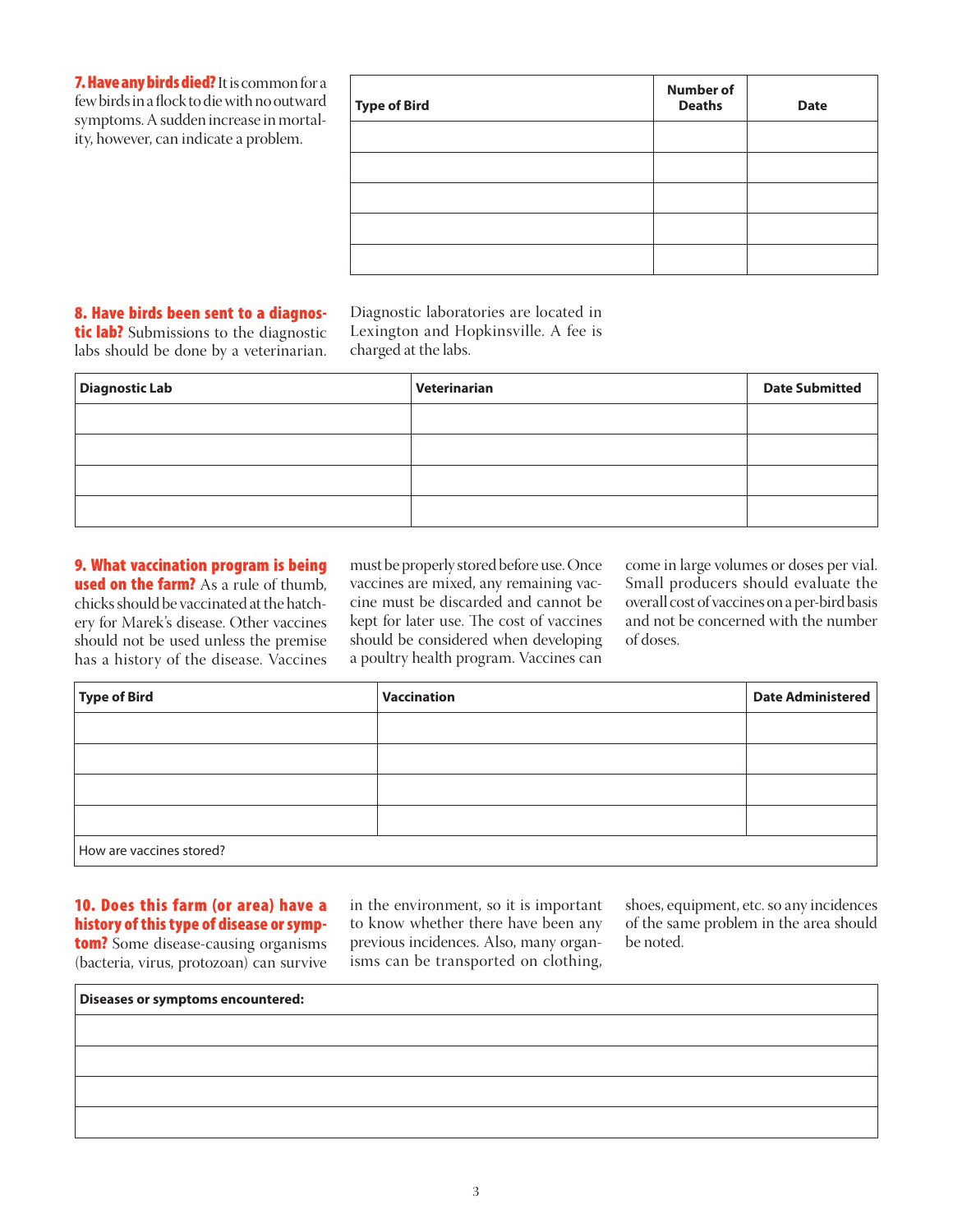**7. Have any birds died?** It is common for a few birds in a flock to die with no outward symptoms. A sudden increase in mortality, however, can indicate a problem.

| Type of Bird | Number of Deaths | Date |
|---|---|---|
| | | |
| | | |
| | | |
| | | |
| | | |

**8. Have birds been sent to a diagnostic lab?** Submissions to the diagnostic labs should be done by a veterinarian. Diagnostic laboratories are located in Lexington and Hopkinsville. A fee is charged at the labs.

| Diagnostic Lab | Veterinarian | Date Submitted |
|---|---|---|
| | | |
| | | |
| | | |
| | | |

**9. What vaccination program is being used on the farm?** As a rule of thumb, chicks should be vaccinated at the hatchery for Marek's disease. Other vaccines should not be used unless the premise has a history of the disease. Vaccines must be properly stored before use. Once vaccines are mixed, any remaining vaccine must be discarded and cannot be kept for later use. The cost of vaccines should be considered when developing a poultry health program. Vaccines can come in large volumes or doses per vial. Small producers should evaluate the overall cost of vaccines on a per-bird basis and not be concerned with the number of doses.

| Type of Bird | Vaccination | Date Administered |
|---|---|---|
| | | |
| | | |
| | | |
| | | |
| How are vaccines stored? | | |

**10. Does this farm (or area) have a history of this type of disease or symptom?** Some disease-causing organisms (bacteria, virus, protozoan) can survive in the environment, so it is important to know whether there have been any previous incidences. Also, many organisms can be transported on clothing, shoes, equipment, etc. so any incidences of the same problem in the area should be noted.

| Diseases or symptoms encountered: |
|---|
| |
| |
| |
| |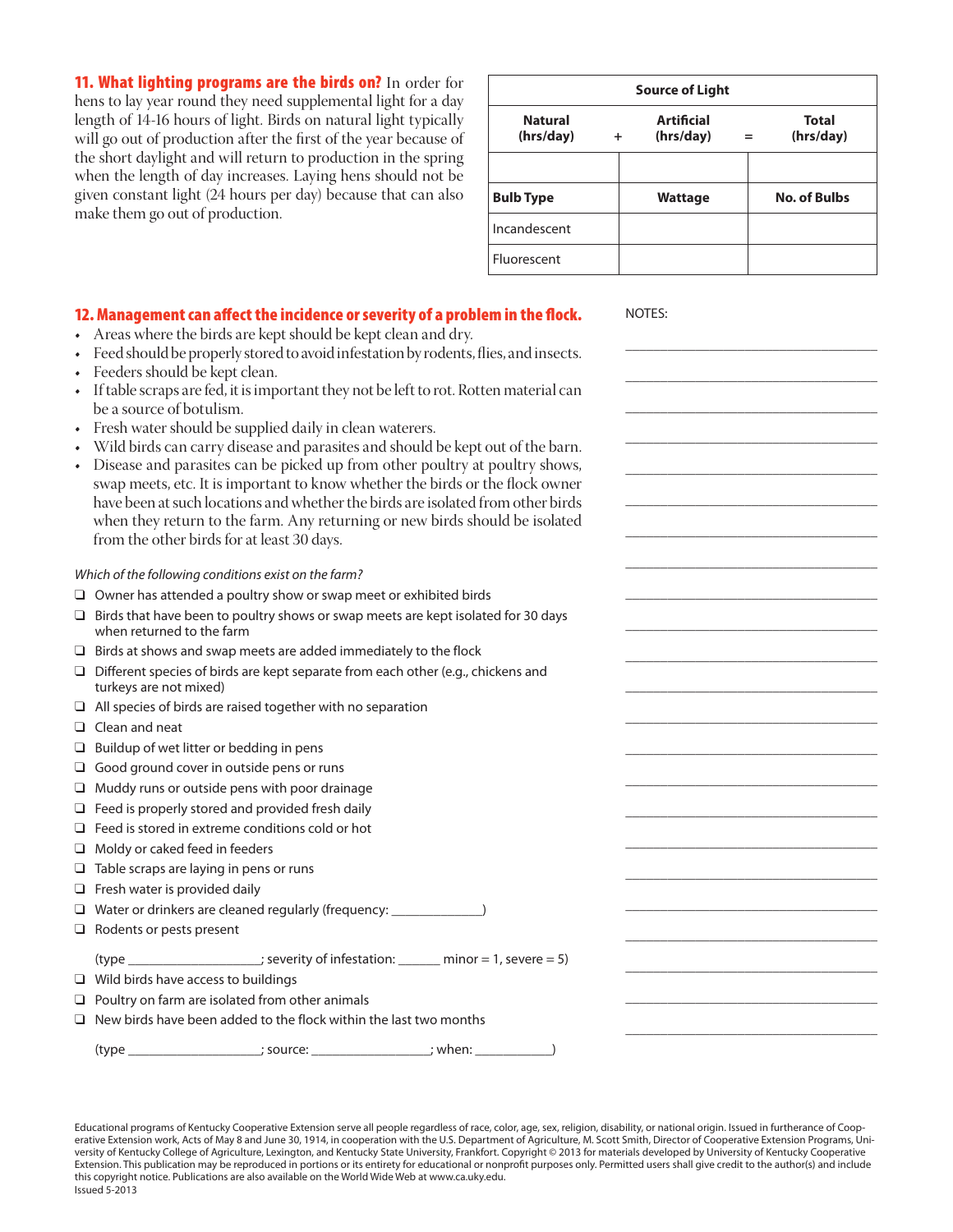## 11. What lighting programs are the birds on?

In order for hens to lay year round they need supplemental light for a day length of 14-16 hours of light. Birds on natural light typically will go out of production after the first of the year because of the short daylight and will return to production in the spring when the length of day increases. Laying hens should not be given constant light (24 hours per day) because that can also make them go out of production.

| Source of Light | | |
|---|---|---|
| Natural (hrs/day) + | Artificial (hrs/day) = | Total (hrs/day) |
| | | |
| **Bulb Type** | **Wattage** | **No. of Bulbs** |
| Incandescent | | |
| Fluorescent | | |

## 12. Management can affect the incidence or severity of a problem in the flock.

- Areas where the birds are kept should be kept clean and dry.
- Feed should be properly stored to avoid infestation by rodents, flies, and insects.
- Feeders should be kept clean.
- If table scraps are fed, it is important they not be left to rot. Rotten material can be a source of botulism.
- Fresh water should be supplied daily in clean waterers.
- Wild birds can carry disease and parasites and should be kept out of the barn.
- Disease and parasites can be picked up from other poultry at poultry shows, swap meets, etc. It is important to know whether the birds or the flock owner have been at such locations and whether the birds are isolated from other birds when they return to the farm. Any returning or new birds should be isolated from the other birds for at least 30 days.

*Which of the following conditions exist on the farm?*

- ❑ Owner has attended a poultry show or swap meet or exhibited birds
- ❑ Birds that have been to poultry shows or swap meets are kept isolated for 30 days when returned to the farm
- ❑ Birds at shows and swap meets are added immediately to the flock
- ❑ Different species of birds are kept separate from each other (e.g., chickens and turkeys are not mixed)
- ❑ All species of birds are raised together with no separation
- ❑ Clean and neat
- ❑ Buildup of wet litter or bedding in pens
- ❑ Good ground cover in outside pens or runs
- ❑ Muddy runs or outside pens with poor drainage
- ❑ Feed is properly stored and provided fresh daily
- ❑ Feed is stored in extreme conditions cold or hot
- ❑ Moldy or caked feed in feeders
- ❑ Table scraps are laying in pens or runs
- ❑ Fresh water is provided daily
- ❑ Water or drinkers are cleaned regularly (frequency: _____________)
- ❑ Rodents or pests present

  (type ___________________; severity of infestation: ______ minor = 1, severe = 5)
- ❑ Wild birds have access to buildings
- ❑ Poultry on farm are isolated from other animals
- ❑ New birds have been added to the flock within the last two months

  (type ___________________; source: _________________; when: ___________)

NOTES:

___________________________________

___________________________________

___________________________________

___________________________________

___________________________________

___________________________________

___________________________________

___________________________________

___________________________________

___________________________________

___________________________________

___________________________________

___________________________________

___________________________________

___________________________________

___________________________________

___________________________________

___________________________________

___________________________________

___________________________________

___________________________________

___________________________________

___________________________________

Educational programs of Kentucky Cooperative Extension serve all people regardless of race, color, age, sex, religion, disability, or national origin. Issued in furtherance of Cooperative Extension work, Acts of May 8 and June 30, 1914, in cooperation with the U.S. Department of Agriculture, M. Scott Smith, Director of Cooperative Extension Programs, University of Kentucky College of Agriculture, Lexington, and Kentucky State University, Frankfort. Copyright © 2013 for materials developed by University of Kentucky Cooperative Extension. This publication may be reproduced in portions or its entirety for educational or nonprofit purposes only. Permitted users shall give credit to the author(s) and include this copyright notice. Publications are also available on the World Wide Web at www.ca.uky.edu.
Issued 5-2013